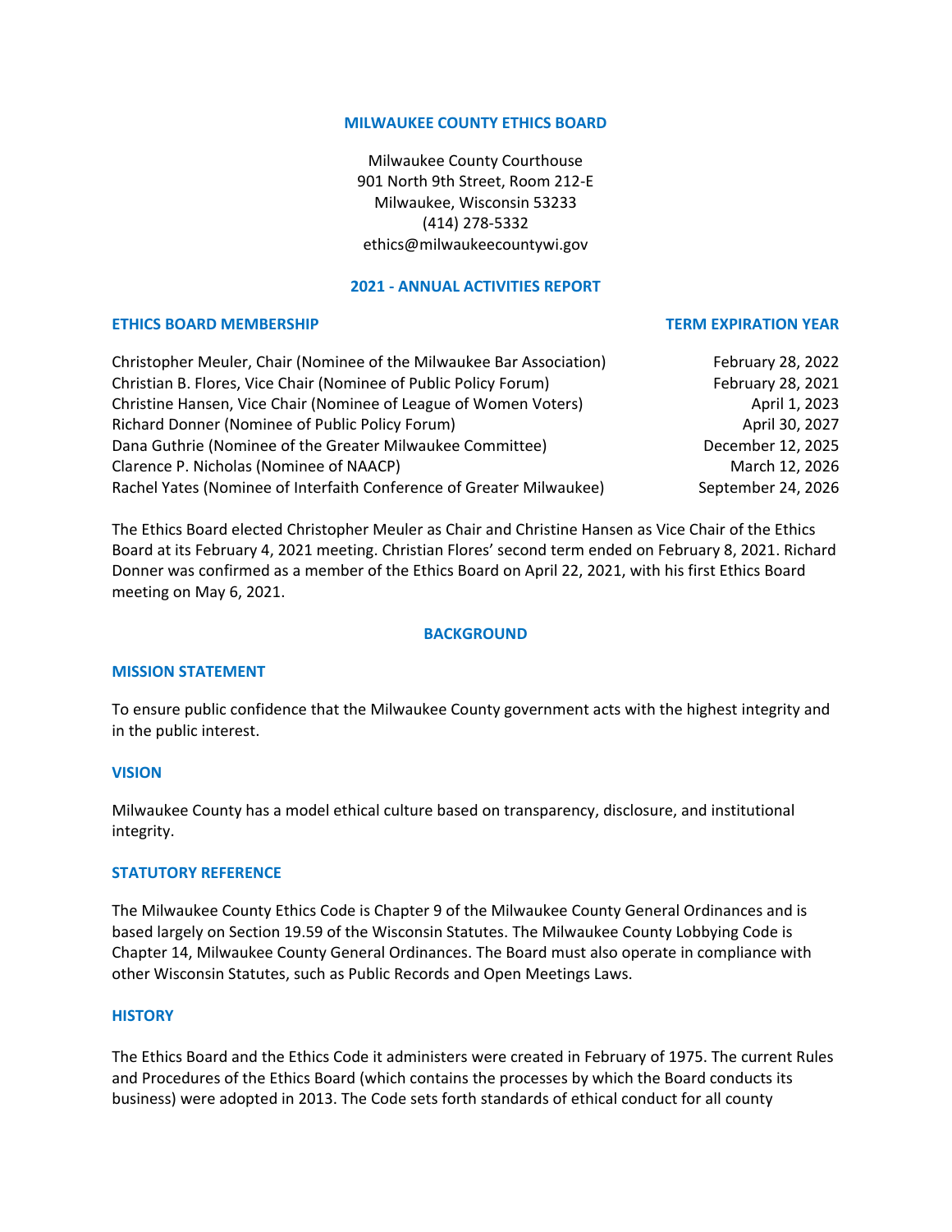# MILWAUKEE COUNTY ETHICS BOARD

Milwaukee County Courthouse
901 North 9th Street, Room 212-E
Milwaukee, Wisconsin 53233
(414) 278-5332
ethics@milwaukeecountywi.gov

## 2021 - ANNUAL ACTIVITIES REPORT

| ETHICS BOARD MEMBERSHIP | TERM EXPIRATION YEAR |
|---|---|
| Christopher Meuler, Chair (Nominee of the Milwaukee Bar Association) | February 28, 2022 |
| Christian B. Flores, Vice Chair (Nominee of Public Policy Forum) | February 28, 2021 |
| Christine Hansen, Vice Chair (Nominee of League of Women Voters) | April 1, 2023 |
| Richard Donner (Nominee of Public Policy Forum) | April 30, 2027 |
| Dana Guthrie (Nominee of the Greater Milwaukee Committee) | December 12, 2025 |
| Clarence P. Nicholas (Nominee of NAACP) | March 12, 2026 |
| Rachel Yates (Nominee of Interfaith Conference of Greater Milwaukee) | September 24, 2026 |

The Ethics Board elected Christopher Meuler as Chair and Christine Hansen as Vice Chair of the Ethics Board at its February 4, 2021 meeting. Christian Flores' second term ended on February 8, 2021. Richard Donner was confirmed as a member of the Ethics Board on April 22, 2021, with his first Ethics Board meeting on May 6, 2021.

## BACKGROUND

### MISSION STATEMENT

To ensure public confidence that the Milwaukee County government acts with the highest integrity and in the public interest.

### VISION

Milwaukee County has a model ethical culture based on transparency, disclosure, and institutional integrity.

### STATUTORY REFERENCE

The Milwaukee County Ethics Code is Chapter 9 of the Milwaukee County General Ordinances and is based largely on Section 19.59 of the Wisconsin Statutes. The Milwaukee County Lobbying Code is Chapter 14, Milwaukee County General Ordinances. The Board must also operate in compliance with other Wisconsin Statutes, such as Public Records and Open Meetings Laws.

### HISTORY

The Ethics Board and the Ethics Code it administers were created in February of 1975. The current Rules and Procedures of the Ethics Board (which contains the processes by which the Board conducts its business) were adopted in 2013. The Code sets forth standards of ethical conduct for all county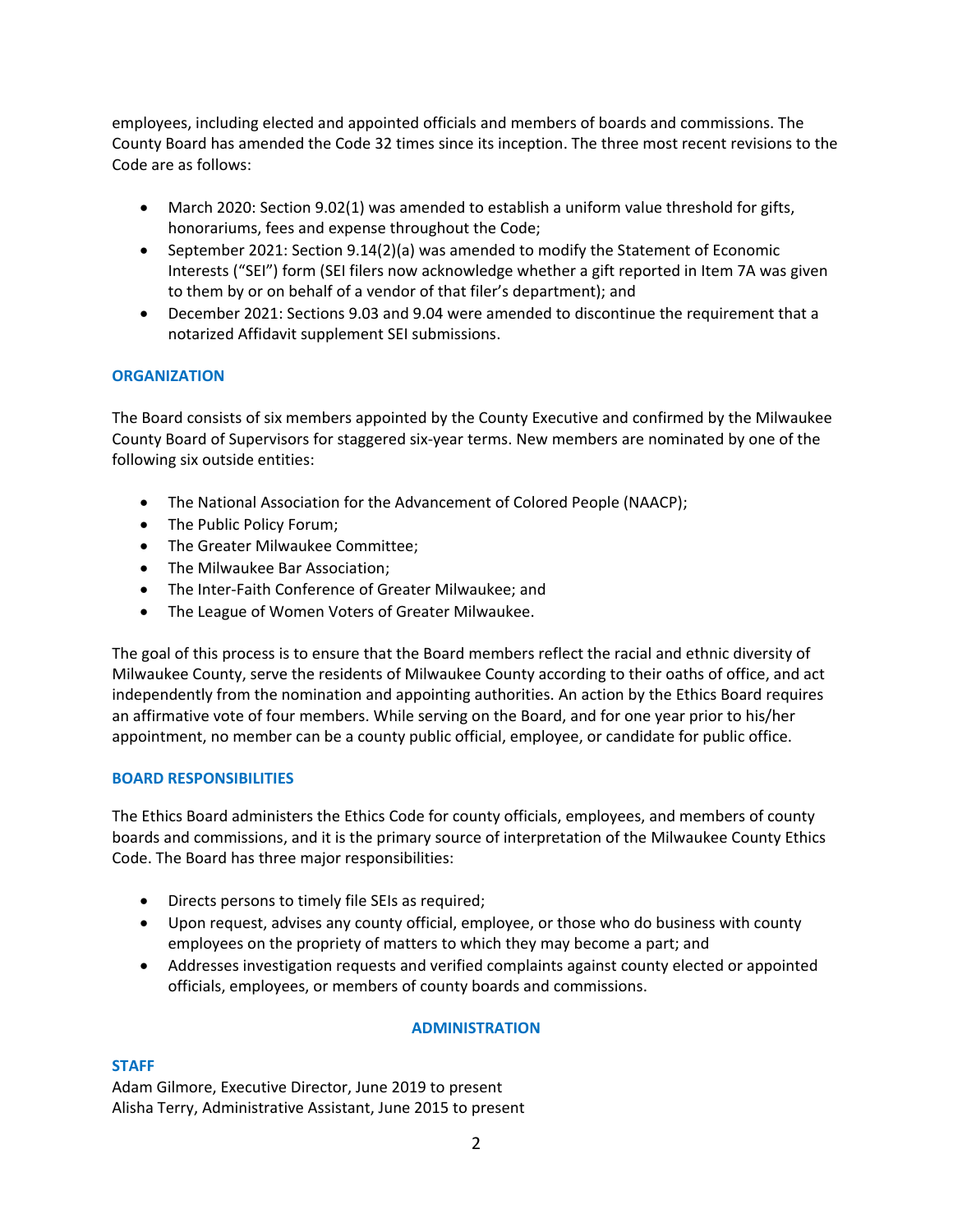employees, including elected and appointed officials and members of boards and commissions. The County Board has amended the Code 32 times since its inception. The three most recent revisions to the Code are as follows:

- March 2020: Section 9.02(1) was amended to establish a uniform value threshold for gifts, honorariums, fees and expense throughout the Code;
- September 2021: Section 9.14(2)(a) was amended to modify the Statement of Economic Interests ("SEI") form (SEI filers now acknowledge whether a gift reported in Item 7A was given to them by or on behalf of a vendor of that filer's department); and
- December 2021: Sections 9.03 and 9.04 were amended to discontinue the requirement that a notarized Affidavit supplement SEI submissions.

### ORGANIZATION

The Board consists of six members appointed by the County Executive and confirmed by the Milwaukee County Board of Supervisors for staggered six-year terms. New members are nominated by one of the following six outside entities:

- The National Association for the Advancement of Colored People (NAACP);
- The Public Policy Forum;
- The Greater Milwaukee Committee;
- The Milwaukee Bar Association;
- The Inter-Faith Conference of Greater Milwaukee; and
- The League of Women Voters of Greater Milwaukee.

The goal of this process is to ensure that the Board members reflect the racial and ethnic diversity of Milwaukee County, serve the residents of Milwaukee County according to their oaths of office, and act independently from the nomination and appointing authorities. An action by the Ethics Board requires an affirmative vote of four members. While serving on the Board, and for one year prior to his/her appointment, no member can be a county public official, employee, or candidate for public office.

### BOARD RESPONSIBILITIES

The Ethics Board administers the Ethics Code for county officials, employees, and members of county boards and commissions, and it is the primary source of interpretation of the Milwaukee County Ethics Code. The Board has three major responsibilities:

- Directs persons to timely file SEIs as required;
- Upon request, advises any county official, employee, or those who do business with county employees on the propriety of matters to which they may become a part; and
- Addresses investigation requests and verified complaints against county elected or appointed officials, employees, or members of county boards and commissions.

## ADMINISTRATION

### STAFF

Adam Gilmore, Executive Director, June 2019 to present
Alisha Terry, Administrative Assistant, June 2015 to present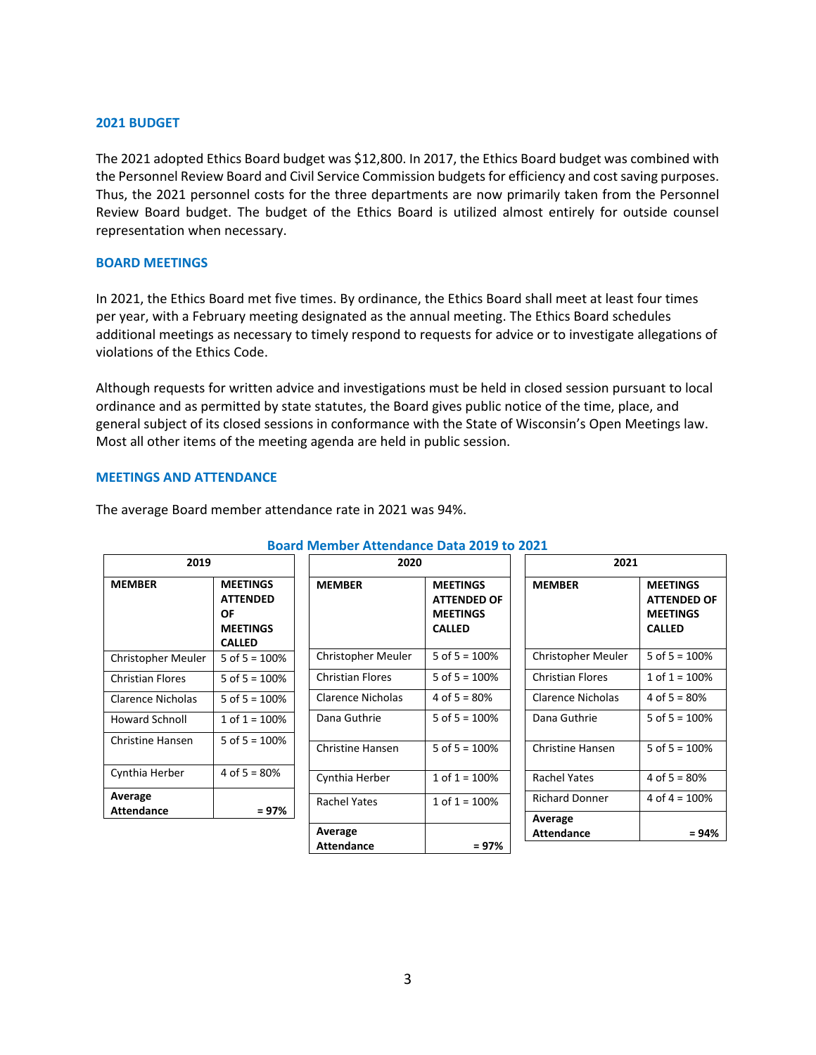## 2021 BUDGET

The 2021 adopted Ethics Board budget was $12,800. In 2017, the Ethics Board budget was combined with the Personnel Review Board and Civil Service Commission budgets for efficiency and cost saving purposes. Thus, the 2021 personnel costs for the three departments are now primarily taken from the Personnel Review Board budget. The budget of the Ethics Board is utilized almost entirely for outside counsel representation when necessary.

## BOARD MEETINGS

In 2021, the Ethics Board met five times. By ordinance, the Ethics Board shall meet at least four times per year, with a February meeting designated as the annual meeting. The Ethics Board schedules additional meetings as necessary to timely respond to requests for advice or to investigate allegations of violations of the Ethics Code.

Although requests for written advice and investigations must be held in closed session pursuant to local ordinance and as permitted by state statutes, the Board gives public notice of the time, place, and general subject of its closed sessions in conformance with the State of Wisconsin's Open Meetings law. Most all other items of the meeting agenda are held in public session.

## MEETINGS AND ATTENDANCE

The average Board member attendance rate in 2021 was 94%.

**Board Member Attendance Data 2019 to 2021**

**2019**

| MEMBER | MEETINGS ATTENDED OF MEETINGS CALLED |
|---|---|
| Christopher Meuler | 5 of 5 = 100% |
| Christian Flores | 5 of 5 = 100% |
| Clarence Nicholas | 5 of 5 = 100% |
| Howard Schnoll | 1 of 1 = 100% |
| Christine Hansen | 5 of 5 = 100% |
| Cynthia Herber | 4 of 5 = 80% |
| **Average Attendance** | **= 97%** |

**2020**

| MEMBER | MEETINGS ATTENDED OF MEETINGS CALLED |
|---|---|
| Christopher Meuler | 5 of 5 = 100% |
| Christian Flores | 5 of 5 = 100% |
| Clarence Nicholas | 4 of 5 = 80% |
| Dana Guthrie | 5 of 5 = 100% |
| Christine Hansen | 5 of 5 = 100% |
| Cynthia Herber | 1 of 1 = 100% |
| Rachel Yates | 1 of 1 = 100% |
| **Average Attendance** | **= 97%** |

**2021**

| MEMBER | MEETINGS ATTENDED OF MEETINGS CALLED |
|---|---|
| Christopher Meuler | 5 of 5 = 100% |
| Christian Flores | 1 of 1 = 100% |
| Clarence Nicholas | 4 of 5 = 80% |
| Dana Guthrie | 5 of 5 = 100% |
| Christine Hansen | 5 of 5 = 100% |
| Rachel Yates | 4 of 5 = 80% |
| Richard Donner | 4 of 4 = 100% |
| **Average Attendance** | **= 94%** |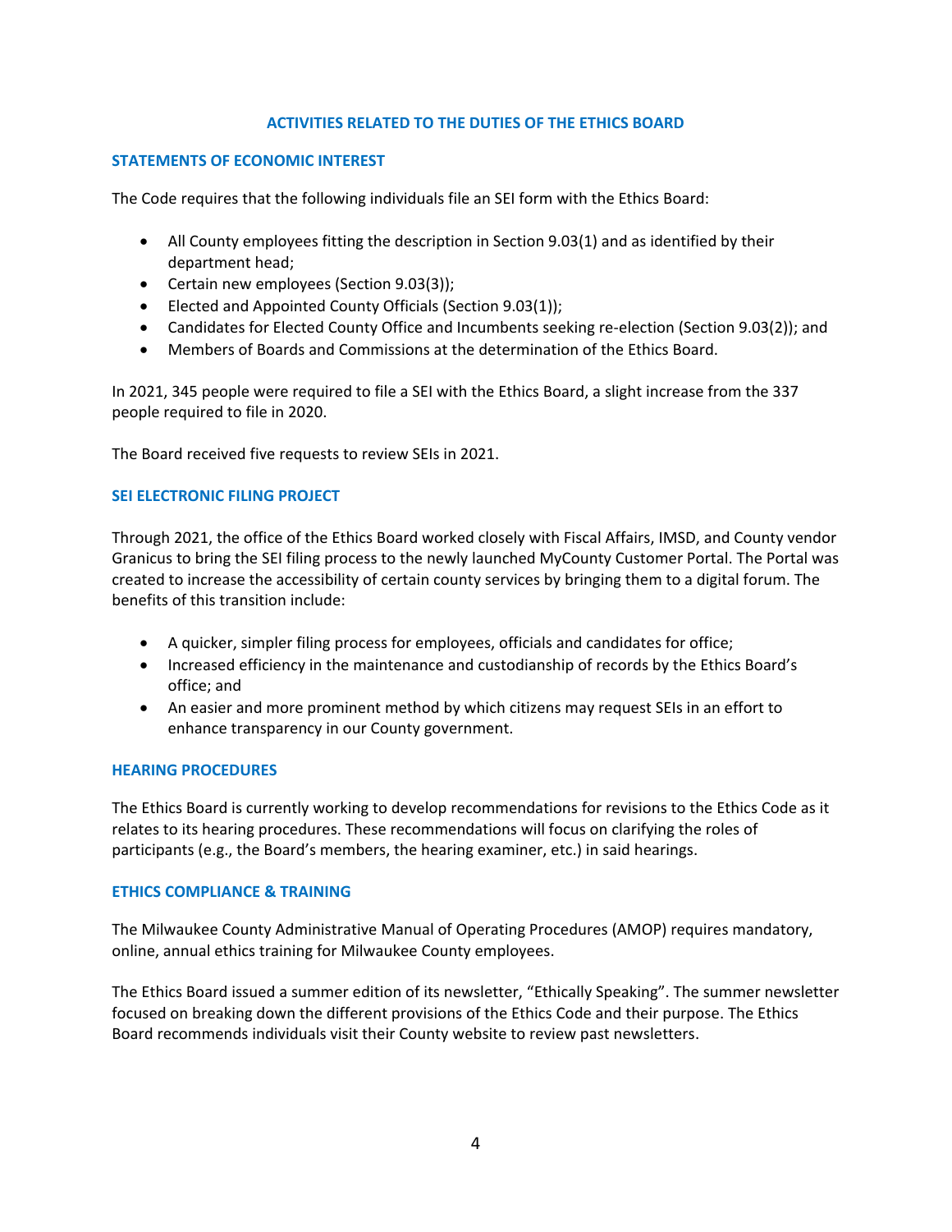## ACTIVITIES RELATED TO THE DUTIES OF THE ETHICS BOARD

### STATEMENTS OF ECONOMIC INTEREST

The Code requires that the following individuals file an SEI form with the Ethics Board:

- All County employees fitting the description in Section 9.03(1) and as identified by their department head;
- Certain new employees (Section 9.03(3));
- Elected and Appointed County Officials (Section 9.03(1));
- Candidates for Elected County Office and Incumbents seeking re-election (Section 9.03(2)); and
- Members of Boards and Commissions at the determination of the Ethics Board.

In 2021, 345 people were required to file a SEI with the Ethics Board, a slight increase from the 337 people required to file in 2020.

The Board received five requests to review SEIs in 2021.

### SEI ELECTRONIC FILING PROJECT

Through 2021, the office of the Ethics Board worked closely with Fiscal Affairs, IMSD, and County vendor Granicus to bring the SEI filing process to the newly launched MyCounty Customer Portal. The Portal was created to increase the accessibility of certain county services by bringing them to a digital forum. The benefits of this transition include:

- A quicker, simpler filing process for employees, officials and candidates for office;
- Increased efficiency in the maintenance and custodianship of records by the Ethics Board's office; and
- An easier and more prominent method by which citizens may request SEIs in an effort to enhance transparency in our County government.

### HEARING PROCEDURES

The Ethics Board is currently working to develop recommendations for revisions to the Ethics Code as it relates to its hearing procedures. These recommendations will focus on clarifying the roles of participants (e.g., the Board's members, the hearing examiner, etc.) in said hearings.

### ETHICS COMPLIANCE & TRAINING

The Milwaukee County Administrative Manual of Operating Procedures (AMOP) requires mandatory, online, annual ethics training for Milwaukee County employees.

The Ethics Board issued a summer edition of its newsletter, "Ethically Speaking". The summer newsletter focused on breaking down the different provisions of the Ethics Code and their purpose. The Ethics Board recommends individuals visit their County website to review past newsletters.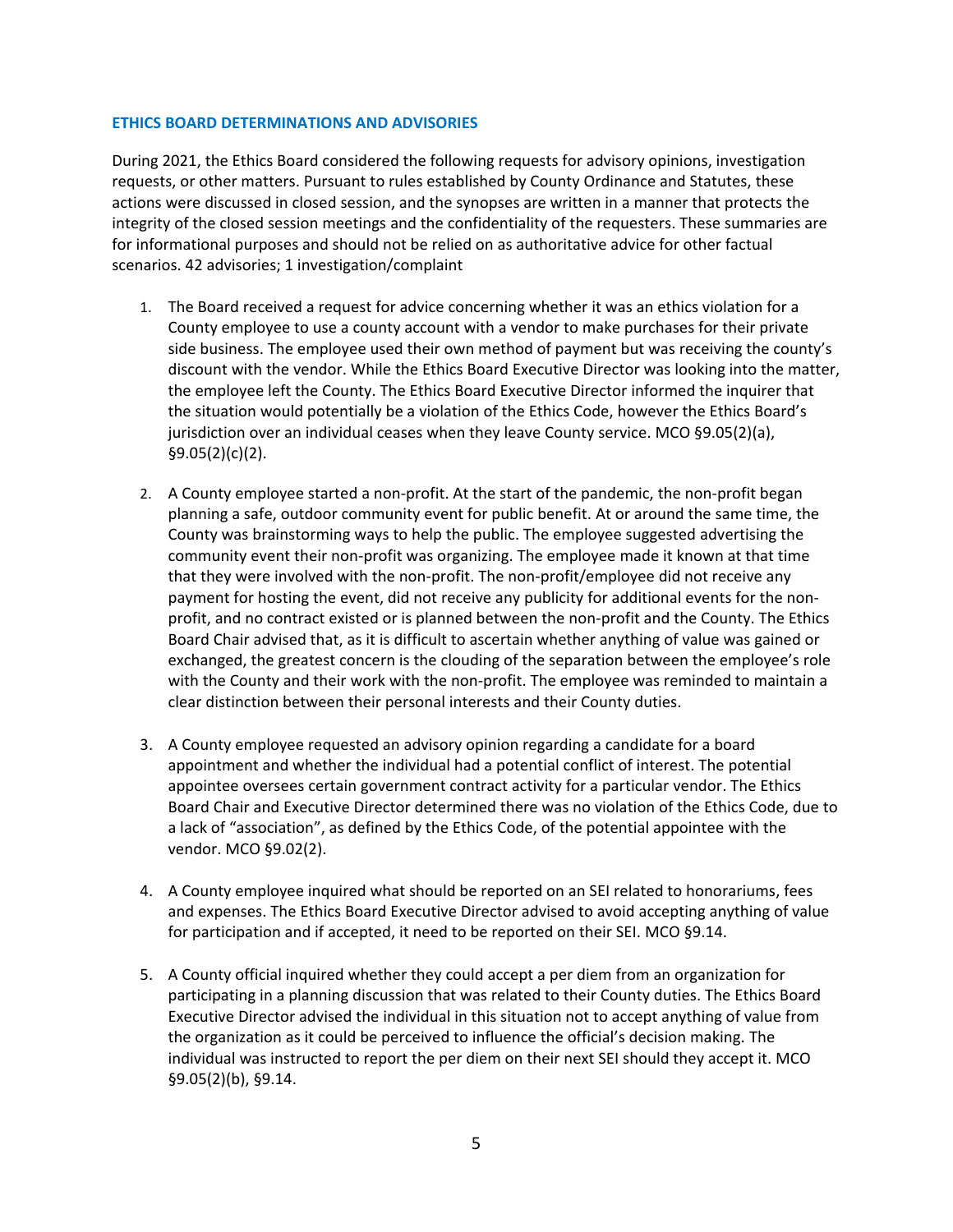## ETHICS BOARD DETERMINATIONS AND ADVISORIES

During 2021, the Ethics Board considered the following requests for advisory opinions, investigation requests, or other matters. Pursuant to rules established by County Ordinance and Statutes, these actions were discussed in closed session, and the synopses are written in a manner that protects the integrity of the closed session meetings and the confidentiality of the requesters. These summaries are for informational purposes and should not be relied on as authoritative advice for other factual scenarios. 42 advisories; 1 investigation/complaint

1. The Board received a request for advice concerning whether it was an ethics violation for a County employee to use a county account with a vendor to make purchases for their private side business. The employee used their own method of payment but was receiving the county's discount with the vendor. While the Ethics Board Executive Director was looking into the matter, the employee left the County. The Ethics Board Executive Director informed the inquirer that the situation would potentially be a violation of the Ethics Code, however the Ethics Board's jurisdiction over an individual ceases when they leave County service. MCO §9.05(2)(a), §9.05(2)(c)(2).

2. A County employee started a non-profit. At the start of the pandemic, the non-profit began planning a safe, outdoor community event for public benefit. At or around the same time, the County was brainstorming ways to help the public. The employee suggested advertising the community event their non-profit was organizing. The employee made it known at that time that they were involved with the non-profit. The non-profit/employee did not receive any payment for hosting the event, did not receive any publicity for additional events for the non-profit, and no contract existed or is planned between the non-profit and the County. The Ethics Board Chair advised that, as it is difficult to ascertain whether anything of value was gained or exchanged, the greatest concern is the clouding of the separation between the employee's role with the County and their work with the non-profit. The employee was reminded to maintain a clear distinction between their personal interests and their County duties.

3. A County employee requested an advisory opinion regarding a candidate for a board appointment and whether the individual had a potential conflict of interest. The potential appointee oversees certain government contract activity for a particular vendor. The Ethics Board Chair and Executive Director determined there was no violation of the Ethics Code, due to a lack of "association", as defined by the Ethics Code, of the potential appointee with the vendor. MCO §9.02(2).

4. A County employee inquired what should be reported on an SEI related to honorariums, fees and expenses. The Ethics Board Executive Director advised to avoid accepting anything of value for participation and if accepted, it need to be reported on their SEI. MCO §9.14.

5. A County official inquired whether they could accept a per diem from an organization for participating in a planning discussion that was related to their County duties. The Ethics Board Executive Director advised the individual in this situation not to accept anything of value from the organization as it could be perceived to influence the official's decision making. The individual was instructed to report the per diem on their next SEI should they accept it. MCO §9.05(2)(b), §9.14.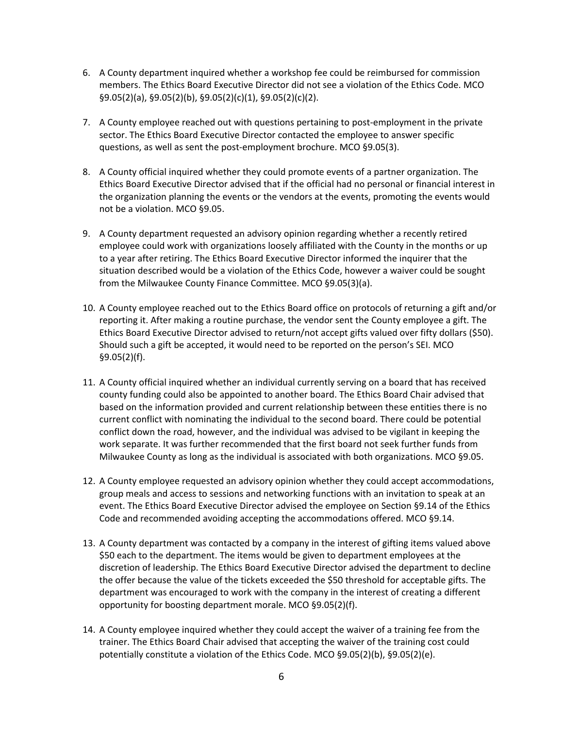6. A County department inquired whether a workshop fee could be reimbursed for commission members. The Ethics Board Executive Director did not see a violation of the Ethics Code. MCO §9.05(2)(a), §9.05(2)(b), §9.05(2)(c)(1), §9.05(2)(c)(2).

7. A County employee reached out with questions pertaining to post-employment in the private sector. The Ethics Board Executive Director contacted the employee to answer specific questions, as well as sent the post-employment brochure. MCO §9.05(3).

8. A County official inquired whether they could promote events of a partner organization. The Ethics Board Executive Director advised that if the official had no personal or financial interest in the organization planning the events or the vendors at the events, promoting the events would not be a violation. MCO §9.05.

9. A County department requested an advisory opinion regarding whether a recently retired employee could work with organizations loosely affiliated with the County in the months or up to a year after retiring. The Ethics Board Executive Director informed the inquirer that the situation described would be a violation of the Ethics Code, however a waiver could be sought from the Milwaukee County Finance Committee. MCO §9.05(3)(a).

10. A County employee reached out to the Ethics Board office on protocols of returning a gift and/or reporting it. After making a routine purchase, the vendor sent the County employee a gift. The Ethics Board Executive Director advised to return/not accept gifts valued over fifty dollars ($50). Should such a gift be accepted, it would need to be reported on the person's SEI. MCO §9.05(2)(f).

11. A County official inquired whether an individual currently serving on a board that has received county funding could also be appointed to another board. The Ethics Board Chair advised that based on the information provided and current relationship between these entities there is no current conflict with nominating the individual to the second board. There could be potential conflict down the road, however, and the individual was advised to be vigilant in keeping the work separate. It was further recommended that the first board not seek further funds from Milwaukee County as long as the individual is associated with both organizations. MCO §9.05.

12. A County employee requested an advisory opinion whether they could accept accommodations, group meals and access to sessions and networking functions with an invitation to speak at an event. The Ethics Board Executive Director advised the employee on Section §9.14 of the Ethics Code and recommended avoiding accepting the accommodations offered. MCO §9.14.

13. A County department was contacted by a company in the interest of gifting items valued above $50 each to the department. The items would be given to department employees at the discretion of leadership. The Ethics Board Executive Director advised the department to decline the offer because the value of the tickets exceeded the $50 threshold for acceptable gifts. The department was encouraged to work with the company in the interest of creating a different opportunity for boosting department morale. MCO §9.05(2)(f).

14. A County employee inquired whether they could accept the waiver of a training fee from the trainer. The Ethics Board Chair advised that accepting the waiver of the training cost could potentially constitute a violation of the Ethics Code. MCO §9.05(2)(b), §9.05(2)(e).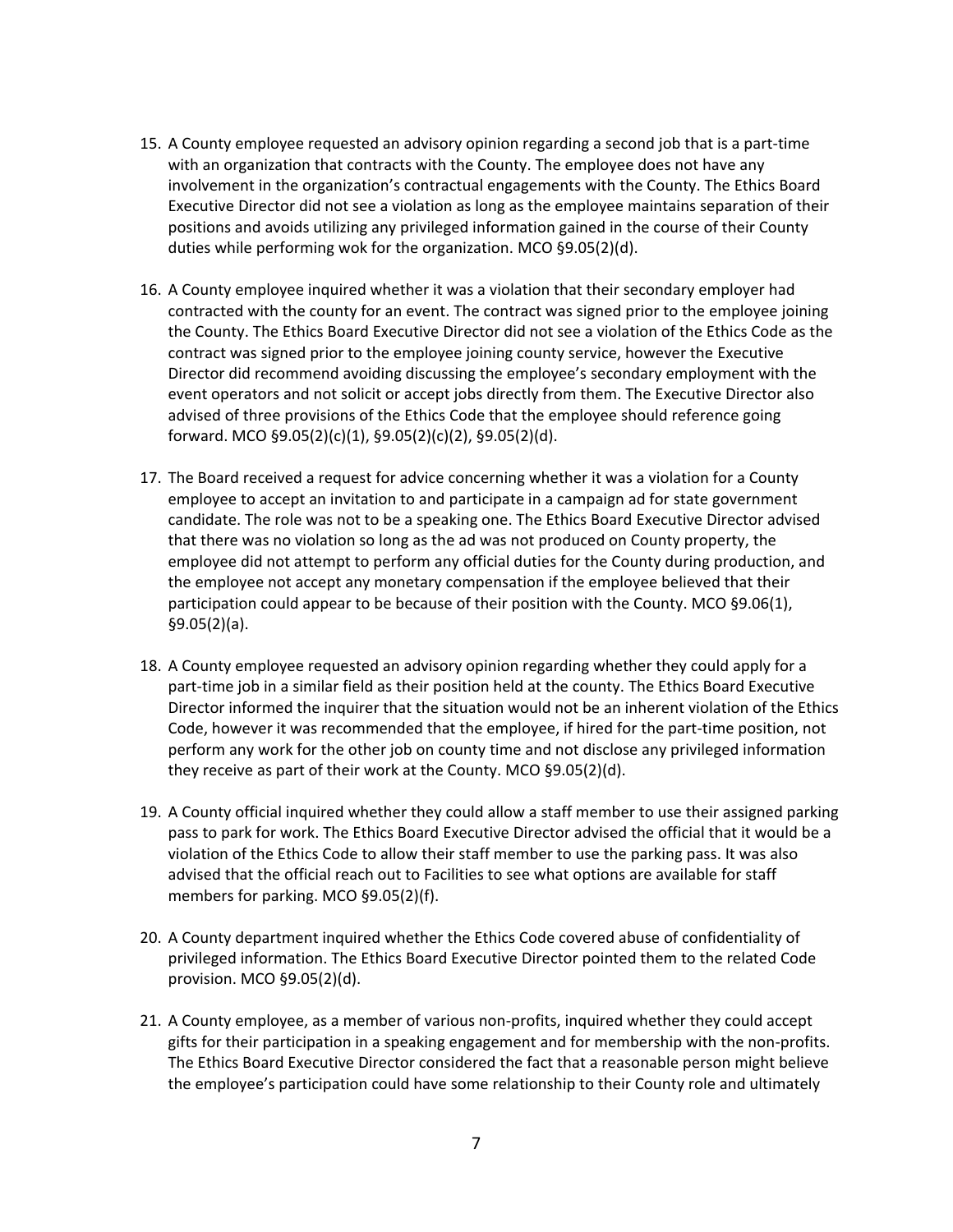15. A County employee requested an advisory opinion regarding a second job that is a part-time with an organization that contracts with the County. The employee does not have any involvement in the organization's contractual engagements with the County. The Ethics Board Executive Director did not see a violation as long as the employee maintains separation of their positions and avoids utilizing any privileged information gained in the course of their County duties while performing wok for the organization. MCO §9.05(2)(d).

16. A County employee inquired whether it was a violation that their secondary employer had contracted with the county for an event. The contract was signed prior to the employee joining the County. The Ethics Board Executive Director did not see a violation of the Ethics Code as the contract was signed prior to the employee joining county service, however the Executive Director did recommend avoiding discussing the employee's secondary employment with the event operators and not solicit or accept jobs directly from them. The Executive Director also advised of three provisions of the Ethics Code that the employee should reference going forward. MCO §9.05(2)(c)(1), §9.05(2)(c)(2), §9.05(2)(d).

17. The Board received a request for advice concerning whether it was a violation for a County employee to accept an invitation to and participate in a campaign ad for state government candidate. The role was not to be a speaking one. The Ethics Board Executive Director advised that there was no violation so long as the ad was not produced on County property, the employee did not attempt to perform any official duties for the County during production, and the employee not accept any monetary compensation if the employee believed that their participation could appear to be because of their position with the County. MCO §9.06(1), §9.05(2)(a).

18. A County employee requested an advisory opinion regarding whether they could apply for a part-time job in a similar field as their position held at the county. The Ethics Board Executive Director informed the inquirer that the situation would not be an inherent violation of the Ethics Code, however it was recommended that the employee, if hired for the part-time position, not perform any work for the other job on county time and not disclose any privileged information they receive as part of their work at the County. MCO §9.05(2)(d).

19. A County official inquired whether they could allow a staff member to use their assigned parking pass to park for work. The Ethics Board Executive Director advised the official that it would be a violation of the Ethics Code to allow their staff member to use the parking pass. It was also advised that the official reach out to Facilities to see what options are available for staff members for parking. MCO §9.05(2)(f).

20. A County department inquired whether the Ethics Code covered abuse of confidentiality of privileged information. The Ethics Board Executive Director pointed them to the related Code provision. MCO §9.05(2)(d).

21. A County employee, as a member of various non-profits, inquired whether they could accept gifts for their participation in a speaking engagement and for membership with the non-profits. The Ethics Board Executive Director considered the fact that a reasonable person might believe the employee's participation could have some relationship to their County role and ultimately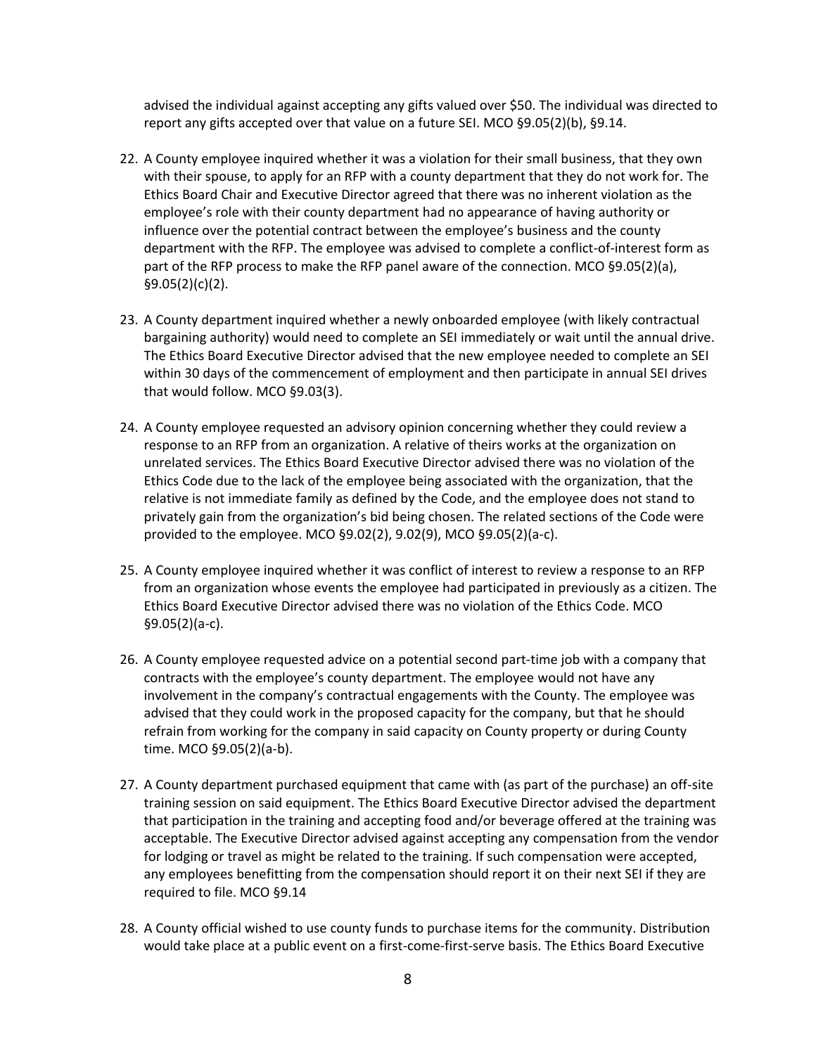advised the individual against accepting any gifts valued over $50. The individual was directed to report any gifts accepted over that value on a future SEI. MCO §9.05(2)(b), §9.14.

22. A County employee inquired whether it was a violation for their small business, that they own with their spouse, to apply for an RFP with a county department that they do not work for. The Ethics Board Chair and Executive Director agreed that there was no inherent violation as the employee's role with their county department had no appearance of having authority or influence over the potential contract between the employee's business and the county department with the RFP. The employee was advised to complete a conflict-of-interest form as part of the RFP process to make the RFP panel aware of the connection. MCO §9.05(2)(a), §9.05(2)(c)(2).

23. A County department inquired whether a newly onboarded employee (with likely contractual bargaining authority) would need to complete an SEI immediately or wait until the annual drive. The Ethics Board Executive Director advised that the new employee needed to complete an SEI within 30 days of the commencement of employment and then participate in annual SEI drives that would follow. MCO §9.03(3).

24. A County employee requested an advisory opinion concerning whether they could review a response to an RFP from an organization. A relative of theirs works at the organization on unrelated services. The Ethics Board Executive Director advised there was no violation of the Ethics Code due to the lack of the employee being associated with the organization, that the relative is not immediate family as defined by the Code, and the employee does not stand to privately gain from the organization's bid being chosen. The related sections of the Code were provided to the employee. MCO §9.02(2), 9.02(9), MCO §9.05(2)(a-c).

25. A County employee inquired whether it was conflict of interest to review a response to an RFP from an organization whose events the employee had participated in previously as a citizen. The Ethics Board Executive Director advised there was no violation of the Ethics Code. MCO §9.05(2)(a-c).

26. A County employee requested advice on a potential second part-time job with a company that contracts with the employee's county department. The employee would not have any involvement in the company's contractual engagements with the County. The employee was advised that they could work in the proposed capacity for the company, but that he should refrain from working for the company in said capacity on County property or during County time. MCO §9.05(2)(a-b).

27. A County department purchased equipment that came with (as part of the purchase) an off-site training session on said equipment. The Ethics Board Executive Director advised the department that participation in the training and accepting food and/or beverage offered at the training was acceptable. The Executive Director advised against accepting any compensation from the vendor for lodging or travel as might be related to the training. If such compensation were accepted, any employees benefitting from the compensation should report it on their next SEI if they are required to file. MCO §9.14

28. A County official wished to use county funds to purchase items for the community. Distribution would take place at a public event on a first-come-first-serve basis. The Ethics Board Executive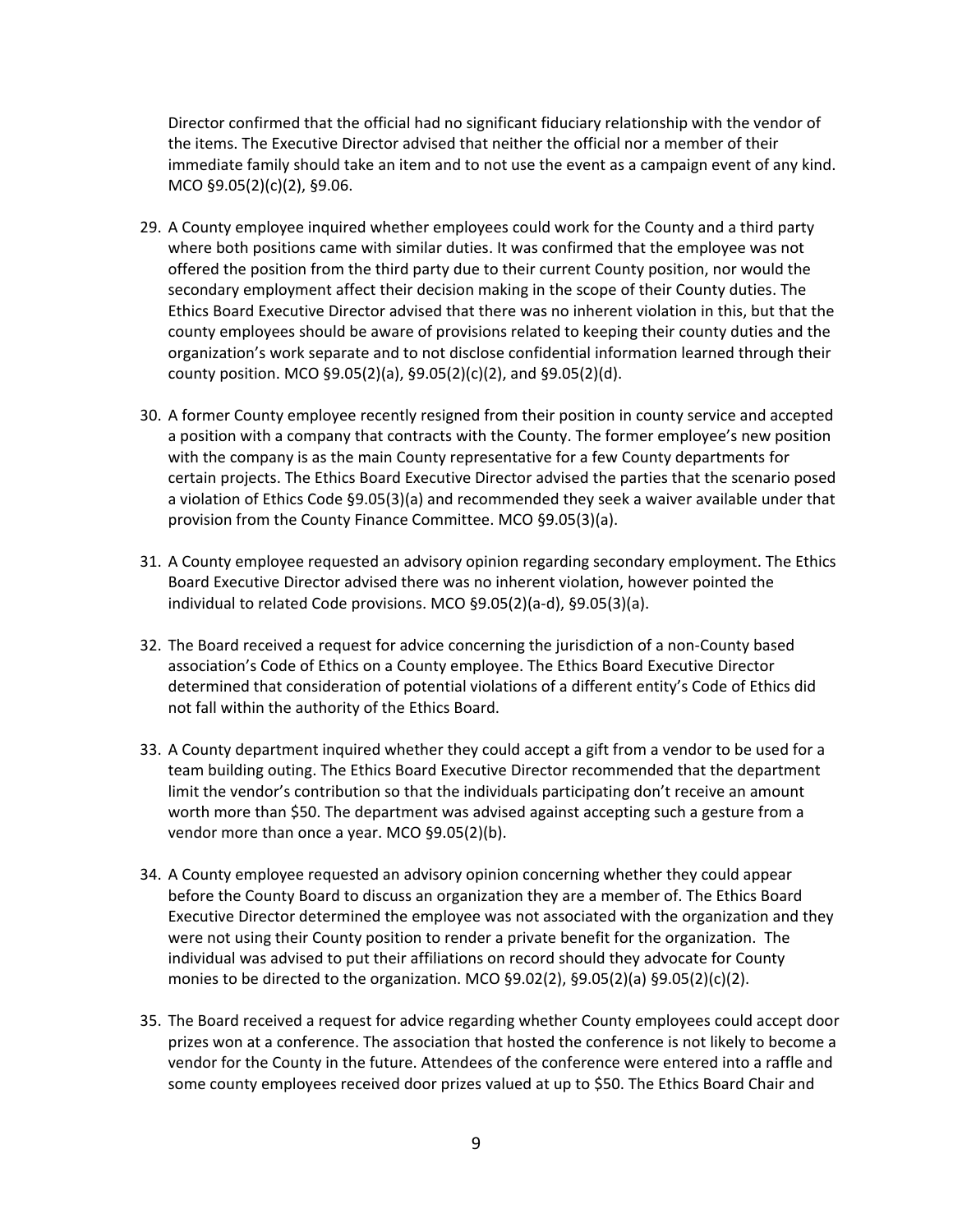Director confirmed that the official had no significant fiduciary relationship with the vendor of the items. The Executive Director advised that neither the official nor a member of their immediate family should take an item and to not use the event as a campaign event of any kind. MCO §9.05(2)(c)(2), §9.06.

29. A County employee inquired whether employees could work for the County and a third party where both positions came with similar duties. It was confirmed that the employee was not offered the position from the third party due to their current County position, nor would the secondary employment affect their decision making in the scope of their County duties. The Ethics Board Executive Director advised that there was no inherent violation in this, but that the county employees should be aware of provisions related to keeping their county duties and the organization's work separate and to not disclose confidential information learned through their county position. MCO §9.05(2)(a), §9.05(2)(c)(2), and §9.05(2)(d).

30. A former County employee recently resigned from their position in county service and accepted a position with a company that contracts with the County. The former employee's new position with the company is as the main County representative for a few County departments for certain projects. The Ethics Board Executive Director advised the parties that the scenario posed a violation of Ethics Code §9.05(3)(a) and recommended they seek a waiver available under that provision from the County Finance Committee. MCO §9.05(3)(a).

31. A County employee requested an advisory opinion regarding secondary employment. The Ethics Board Executive Director advised there was no inherent violation, however pointed the individual to related Code provisions. MCO §9.05(2)(a-d), §9.05(3)(a).

32. The Board received a request for advice concerning the jurisdiction of a non-County based association's Code of Ethics on a County employee. The Ethics Board Executive Director determined that consideration of potential violations of a different entity's Code of Ethics did not fall within the authority of the Ethics Board.

33. A County department inquired whether they could accept a gift from a vendor to be used for a team building outing. The Ethics Board Executive Director recommended that the department limit the vendor's contribution so that the individuals participating don't receive an amount worth more than $50. The department was advised against accepting such a gesture from a vendor more than once a year. MCO §9.05(2)(b).

34. A County employee requested an advisory opinion concerning whether they could appear before the County Board to discuss an organization they are a member of. The Ethics Board Executive Director determined the employee was not associated with the organization and they were not using their County position to render a private benefit for the organization. The individual was advised to put their affiliations on record should they advocate for County monies to be directed to the organization. MCO §9.02(2), §9.05(2)(a) §9.05(2)(c)(2).

35. The Board received a request for advice regarding whether County employees could accept door prizes won at a conference. The association that hosted the conference is not likely to become a vendor for the County in the future. Attendees of the conference were entered into a raffle and some county employees received door prizes valued at up to $50. The Ethics Board Chair and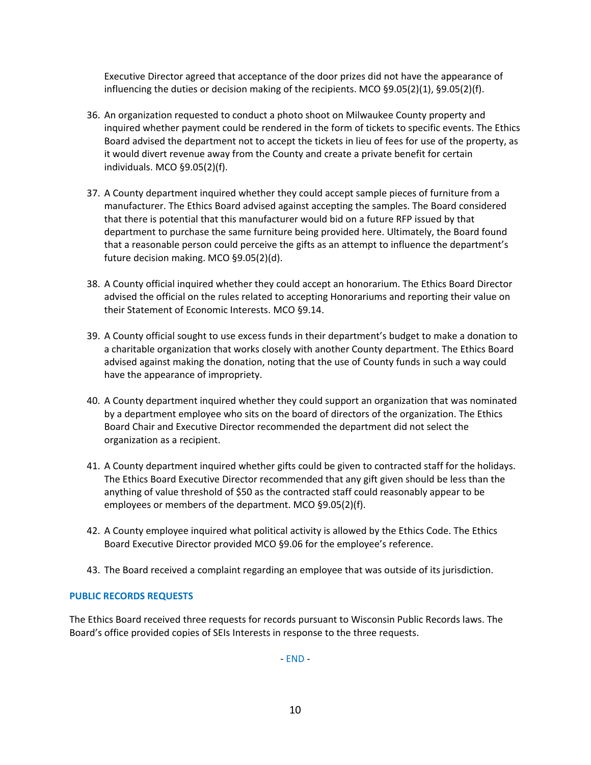Executive Director agreed that acceptance of the door prizes did not have the appearance of influencing the duties or decision making of the recipients. MCO §9.05(2)(1), §9.05(2)(f).

36. An organization requested to conduct a photo shoot on Milwaukee County property and inquired whether payment could be rendered in the form of tickets to specific events. The Ethics Board advised the department not to accept the tickets in lieu of fees for use of the property, as it would divert revenue away from the County and create a private benefit for certain individuals. MCO §9.05(2)(f).

37. A County department inquired whether they could accept sample pieces of furniture from a manufacturer. The Ethics Board advised against accepting the samples. The Board considered that there is potential that this manufacturer would bid on a future RFP issued by that department to purchase the same furniture being provided here. Ultimately, the Board found that a reasonable person could perceive the gifts as an attempt to influence the department's future decision making. MCO §9.05(2)(d).

38. A County official inquired whether they could accept an honorarium. The Ethics Board Director advised the official on the rules related to accepting Honorariums and reporting their value on their Statement of Economic Interests. MCO §9.14.

39. A County official sought to use excess funds in their department's budget to make a donation to a charitable organization that works closely with another County department. The Ethics Board advised against making the donation, noting that the use of County funds in such a way could have the appearance of impropriety.

40. A County department inquired whether they could support an organization that was nominated by a department employee who sits on the board of directors of the organization. The Ethics Board Chair and Executive Director recommended the department did not select the organization as a recipient.

41. A County department inquired whether gifts could be given to contracted staff for the holidays. The Ethics Board Executive Director recommended that any gift given should be less than the anything of value threshold of $50 as the contracted staff could reasonably appear to be employees or members of the department. MCO §9.05(2)(f).

42. A County employee inquired what political activity is allowed by the Ethics Code. The Ethics Board Executive Director provided MCO §9.06 for the employee's reference.

43. The Board received a complaint regarding an employee that was outside of its jurisdiction.

## PUBLIC RECORDS REQUESTS

The Ethics Board received three requests for records pursuant to Wisconsin Public Records laws. The Board's office provided copies of SEIs Interests in response to the three requests.

- END -